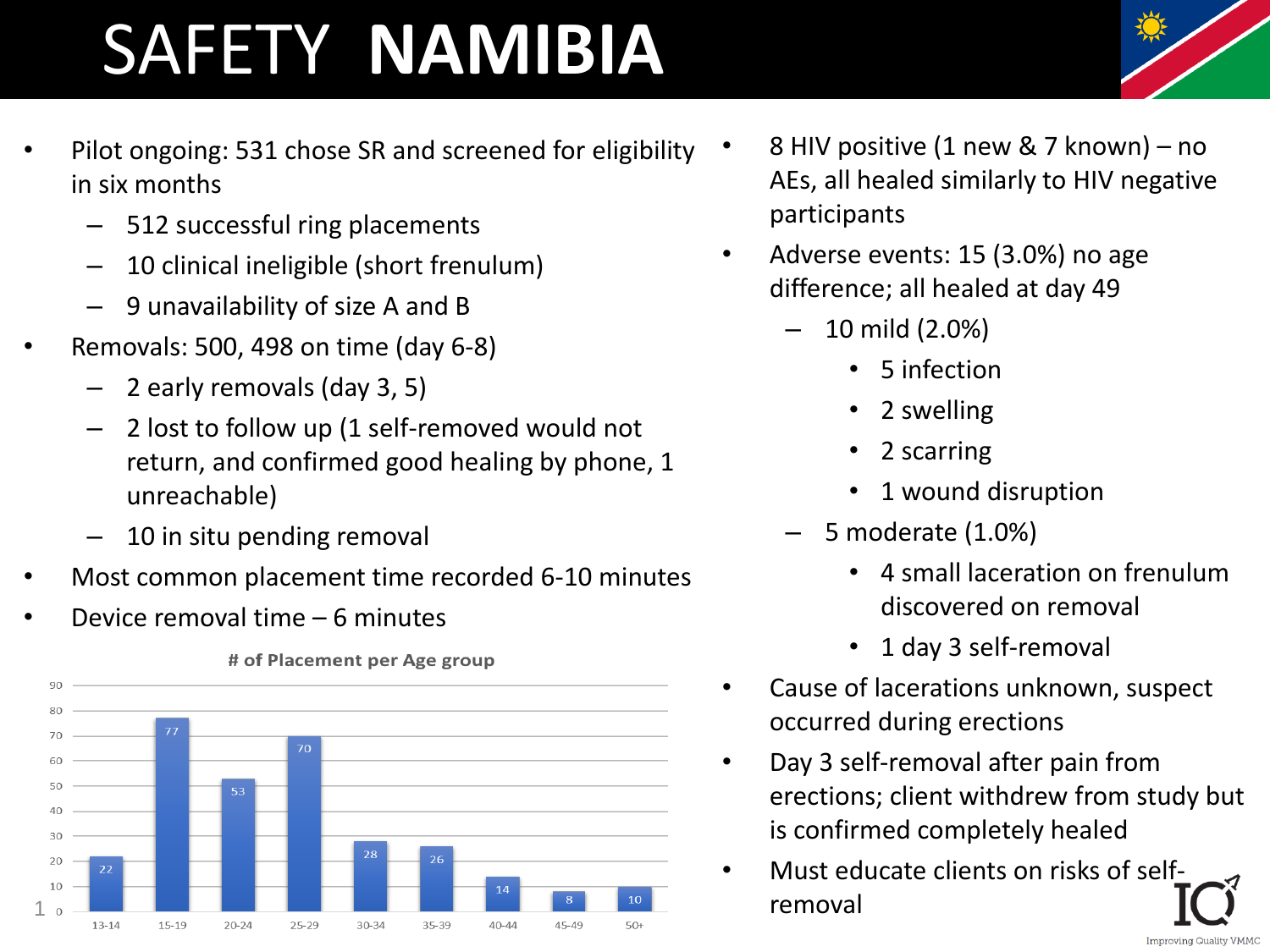# SAFETY NAMIBIA

- Pilot ongoing: 531 chose SR and screened for eligibility in six months
  - 512 successful ring placements
  - 10 clinical ineligible (short frenulum)
  - 9 unavailability of size A and B
- Removals: 500, 498 on time (day 6-8)
  - 2 early removals (day 3, 5)
  - 2 lost to follow up (1 self-removed would not return, and confirmed good healing by phone, 1 unreachable)
  - 10 in situ pending removal
- Most common placement time recorded 6-10 minutes
- Device removal time – 6 minutes

**# of Placement per Age group**

| Age group | # of Placement |
|---|---|
| 13-14 | 22 |
| 15-19 | 77 |
| 20-24 | 53 |
| 25-29 | 70 |
| 30-34 | 28 |
| 35-39 | 26 |
| 40-44 | 14 |
| 45-49 | 8 |
| 50+ | 10 |

- 8 HIV positive (1 new & 7 known) – no AEs, all healed similarly to HIV negative participants
- Adverse events: 15 (3.0%) no age difference; all healed at day 49
  - 10 mild (2.0%)
    - 5 infection
    - 2 swelling
    - 2 scarring
    - 1 wound disruption
  - 5 moderate (1.0%)
    - 4 small laceration on frenulum discovered on removal
    - 1 day 3 self-removal
- Cause of lacerations unknown, suspect occurred during erections
- Day 3 self-removal after pain from erections; client withdrew from study but is confirmed completely healed
- Must educate clients on risks of self-removal

IQ Improving Quality VMMC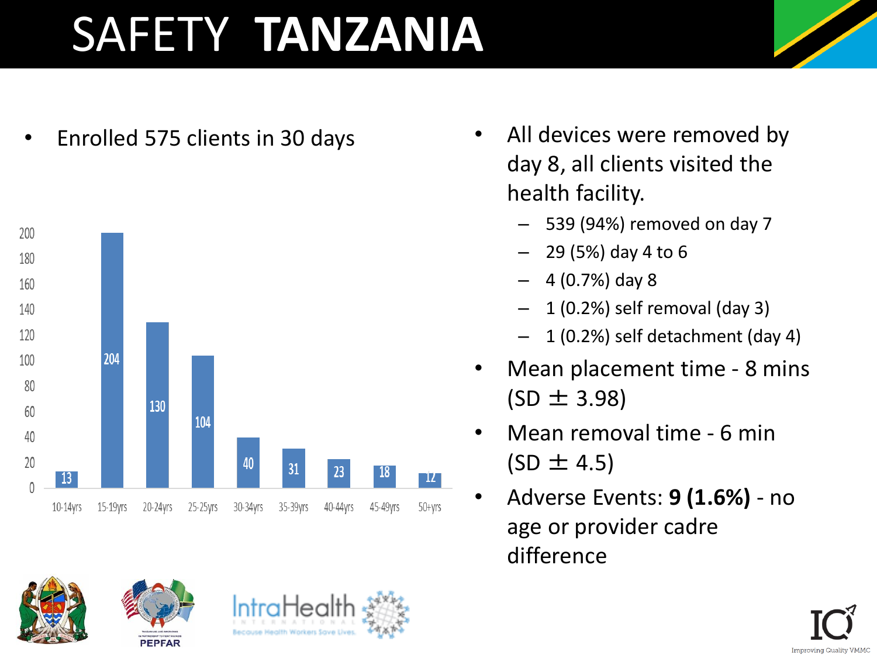# SAFETY TANZANIA

- Enrolled 575 clients in 30 days

| Age group | Clients |
| --- | --- |
| 10-14yrs | 13 |
| 15-19yrs | 204 |
| 20-24yrs | 130 |
| 25-25yrs | 104 |
| 30-34yrs | 40 |
| 35-39yrs | 31 |
| 40-44yrs | 23 |
| 45-49yrs | 18 |
| 50+yrs | 12 |

- All devices were removed by day 8, all clients visited the health facility.
  - 539 (94%) removed on day 7
  - 29 (5%) day 4 to 6
  - 4 (0.7%) day 8
  - 1 (0.2%) self removal (day 3)
  - 1 (0.2%) self detachment (day 4)
- Mean placement time - 8 mins (SD ± 3.98)
- Mean removal time - 6 min (SD ± 4.5)
- Adverse Events: **9 (1.6%)** - no age or provider cadre difference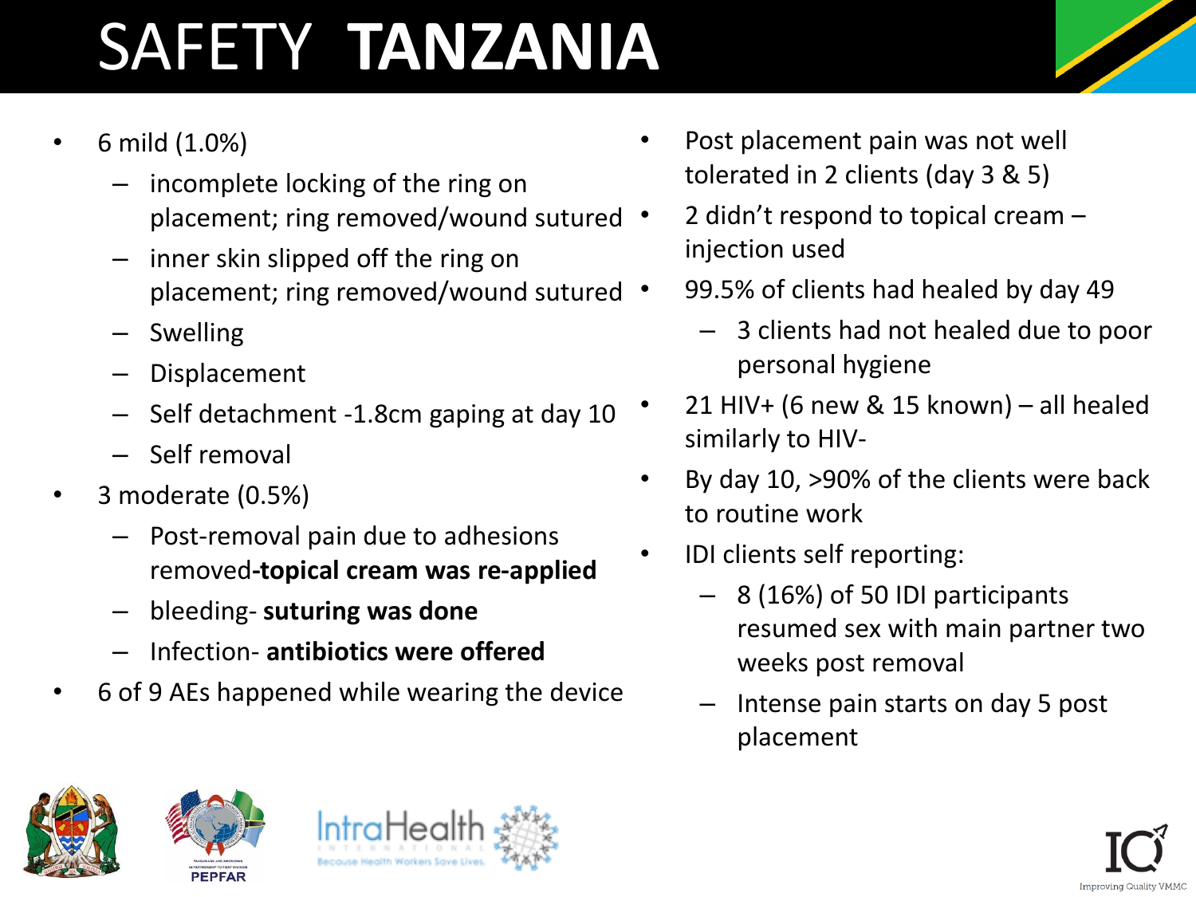# SAFETY **TANZANIA**

- 6 mild (1.0%)
  - incomplete locking of the ring on placement; ring removed/wound sutured
  - inner skin slipped off the ring on placement; ring removed/wound sutured
  - Swelling
  - Displacement
  - Self detachment -1.8cm gaping at day 10
  - Self removal
- 3 moderate (0.5%)
  - Post-removal pain due to adhesions removed**-topical cream was re-applied**
  - bleeding- **suturing was done**
  - Infection- **antibiotics were offered**
- 6 of 9 AEs happened while wearing the device

- Post placement pain was not well tolerated in 2 clients (day 3 & 5)
- 2 didn't respond to topical cream – injection used
- 99.5% of clients had healed by day 49
  - 3 clients had not healed due to poor personal hygiene
- 21 HIV+ (6 new & 15 known) – all healed similarly to HIV-
- By day 10, >90% of the clients were back to routine work
- IDI clients self reporting:
  - 8 (16%) of 50 IDI participants resumed sex with main partner two weeks post removal
  - Intense pain starts on day 5 post placement

PEPFAR

IntraHealth INTERNATIONAL Because Health Workers Save Lives.

IQ Improving Quality VMMC